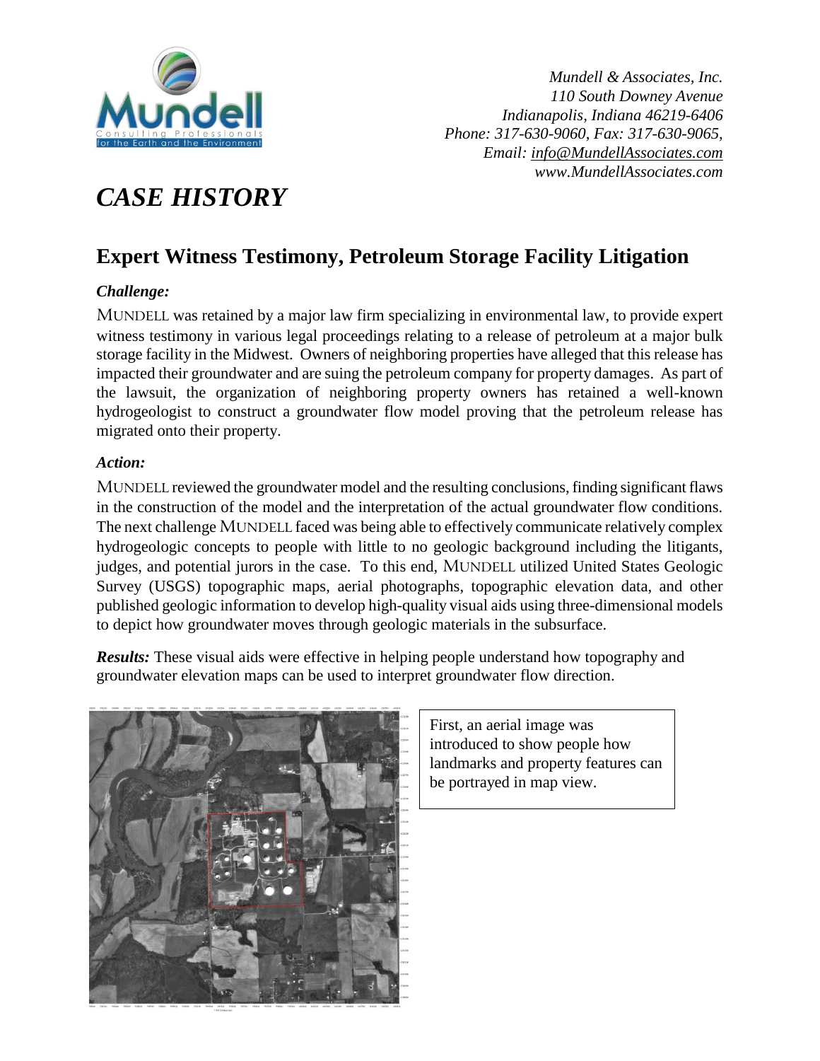Mundell & Associates, Inc.
110 South Downey Avenue
Indianapolis, Indiana 46219-6406
Phone: 317-630-9060, Fax: 317-630-9065,
Email: info@MundellAssociates.com
www.MundellAssociates.com

# *CASE HISTORY*

## Expert Witness Testimony, Petroleum Storage Facility Litigation

### *Challenge:*

MUNDELL was retained by a major law firm specializing in environmental law, to provide expert witness testimony in various legal proceedings relating to a release of petroleum at a major bulk storage facility in the Midwest. Owners of neighboring properties have alleged that this release has impacted their groundwater and are suing the petroleum company for property damages. As part of the lawsuit, the organization of neighboring property owners has retained a well-known hydrogeologist to construct a groundwater flow model proving that the petroleum release has migrated onto their property.

### *Action:*

MUNDELL reviewed the groundwater model and the resulting conclusions, finding significant flaws in the construction of the model and the interpretation of the actual groundwater flow conditions. The next challenge MUNDELL faced was being able to effectively communicate relatively complex hydrogeologic concepts to people with little to no geologic background including the litigants, judges, and potential jurors in the case. To this end, MUNDELL utilized United States Geologic Survey (USGS) topographic maps, aerial photographs, topographic elevation data, and other published geologic information to develop high-quality visual aids using three-dimensional models to depict how groundwater moves through geologic materials in the subsurface.

***Results:*** These visual aids were effective in helping people understand how topography and groundwater elevation maps can be used to interpret groundwater flow direction.

First, an aerial image was introduced to show people how landmarks and property features can be portrayed in map view.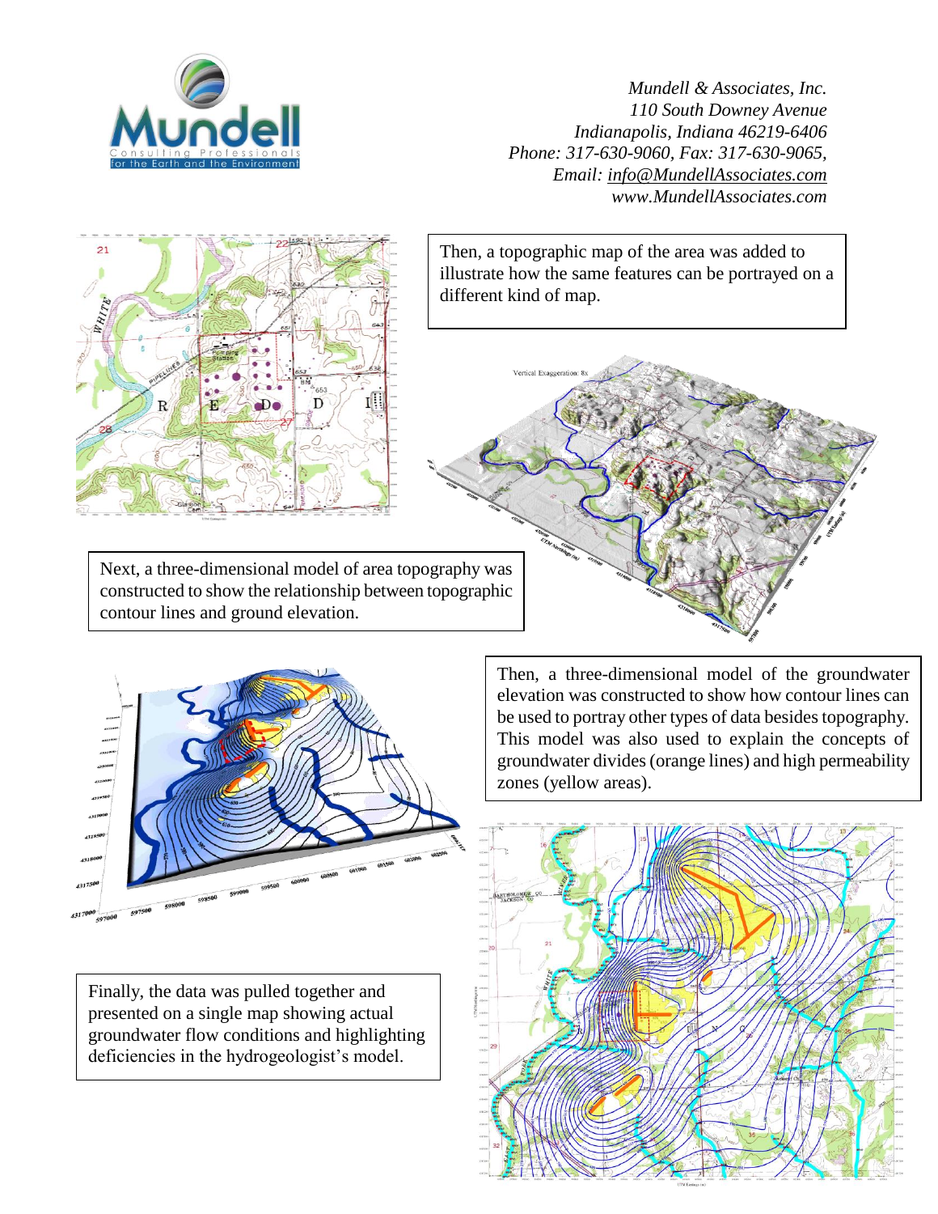Mundell & Associates, Inc.
110 South Downey Avenue
Indianapolis, Indiana 46219-6406
Phone: 317-630-9060, Fax: 317-630-9065,
Email: info@MundellAssociates.com
www.MundellAssociates.com

Then, a topographic map of the area was added to illustrate how the same features can be portrayed on a different kind of map.

Next, a three-dimensional model of area topography was constructed to show the relationship between topographic contour lines and ground elevation.

Then, a three-dimensional model of the groundwater elevation was constructed to show how contour lines can be used to portray other types of data besides topography. This model was also used to explain the concepts of groundwater divides (orange lines) and high permeability zones (yellow areas).

Finally, the data was pulled together and presented on a single map showing actual groundwater flow conditions and highlighting deficiencies in the hydrogeologist's model.